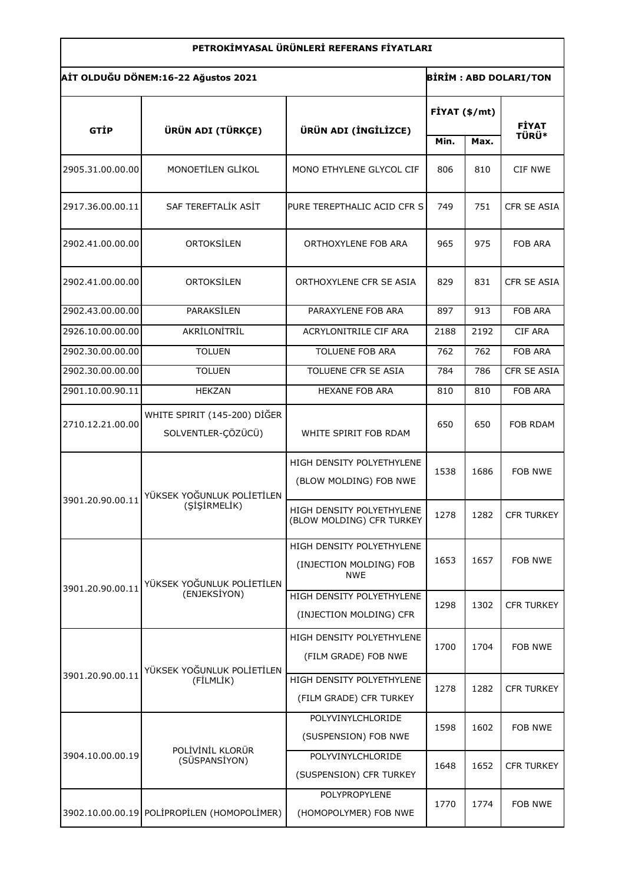# PETROKİMYASAL ÜRÜNLERİ REFERANS FİYATLARI

**AİT OLDUĞU DÖNEM:16-22 Ağustos 2021** — **BİRİM : ABD DOLARI/TON**

| GTİP | ÜRÜN ADI (TÜRKÇE) | ÜRÜN ADI (İNGİLİZCE) | FİYAT ($/mt) | | FİYAT TÜRÜ* |
|---|---|---|---|---|---|
| | | | Min. | Max. | |
| 2905.31.00.00.00 | MONOETİLEN GLİKOL | MONO ETHYLENE GLYCOL CIF | 806 | 810 | CIF NWE |
| 2917.36.00.00.11 | SAF TEREFTALİK ASİT | PURE TEREPTHALIC ACID CFR S | 749 | 751 | CFR SE ASIA |
| 2902.41.00.00.00 | ORTOKSİLEN | ORTHOXYLENE FOB ARA | 965 | 975 | FOB ARA |
| 2902.41.00.00.00 | ORTOKSİLEN | ORTHOXYLENE CFR SE ASIA | 829 | 831 | CFR SE ASIA |
| 2902.43.00.00.00 | PARAKSİLEN | PARAXYLENE FOB ARA | 897 | 913 | FOB ARA |
| 2926.10.00.00.00 | AKRİLONİTRİL | ACRYLONITRILE CIF ARA | 2188 | 2192 | CIF ARA |
| 2902.30.00.00.00 | TOLUEN | TOLUENE FOB ARA | 762 | 762 | FOB ARA |
| 2902.30.00.00.00 | TOLUEN | TOLUENE CFR SE ASIA | 784 | 786 | CFR SE ASIA |
| 2901.10.00.90.11 | HEKZAN | HEXANE FOB ARA | 810 | 810 | FOB ARA |
| 2710.12.21.00.00 | WHITE SPIRIT (145-200) DİĞER SOLVENTLER-ÇÖZÜCÜ) | WHITE SPIRIT FOB RDAM | 650 | 650 | FOB RDAM |
| 3901.20.90.00.11 | YÜKSEK YOĞUNLUK POLİETİLEN (ŞİŞİRMELİK) | HIGH DENSITY POLYETHYLENE (BLOW MOLDING) FOB NWE | 1538 | 1686 | FOB NWE |
| | | HIGH DENSITY POLYETHYLENE (BLOW MOLDING) CFR TURKEY | 1278 | 1282 | CFR TURKEY |
| 3901.20.90.00.11 | YÜKSEK YOĞUNLUK POLİETİLEN (ENJEKSİYON) | HIGH DENSITY POLYETHYLENE (INJECTION MOLDING) FOB NWE | 1653 | 1657 | FOB NWE |
| | | HIGH DENSITY POLYETHYLENE (INJECTION MOLDING) CFR | 1298 | 1302 | CFR TURKEY |
| 3901.20.90.00.11 | YÜKSEK YOĞUNLUK POLİETİLEN (FİLMLİK) | HIGH DENSITY POLYETHYLENE (FILM GRADE) FOB NWE | 1700 | 1704 | FOB NWE |
| | | HIGH DENSITY POLYETHYLENE (FILM GRADE) CFR TURKEY | 1278 | 1282 | CFR TURKEY |
| 3904.10.00.00.19 | POLİVİNİL KLORÜR (SÜSPANSİYON) | POLYVINYLCHLORIDE (SUSPENSION) FOB NWE | 1598 | 1602 | FOB NWE |
| | | POLYVINYLCHLORIDE (SUSPENSION) CFR TURKEY | 1648 | 1652 | CFR TURKEY |
| 3902.10.00.00.19 | POLİPROPİLEN (HOMOPOLİMER) | POLYPROPYLENE (HOMOPOLYMER) FOB NWE | 1770 | 1774 | FOB NWE |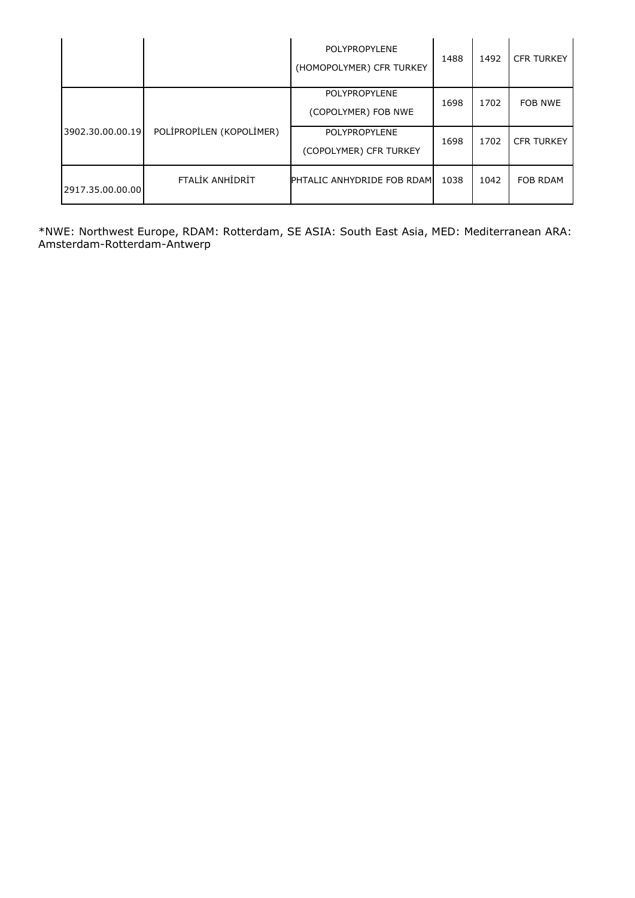| | | | | | |
|---|---|---|---|---|---|
| | | POLYPROPYLENE (HOMOPOLYMER) CFR TURKEY | 1488 | 1492 | CFR TURKEY |
| 3902.30.00.00.19 | POLİPROPİLEN (KOPOLİMER) | POLYPROPYLENE (COPOLYMER) FOB NWE | 1698 | 1702 | FOB NWE |
| | | POLYPROPYLENE (COPOLYMER) CFR TURKEY | 1698 | 1702 | CFR TURKEY |
| 2917.35.00.00.00 | FTALİK ANHİDRİT | PHTALIC ANHYDRIDE FOB RDAM | 1038 | 1042 | FOB RDAM |

*NWE: Northwest Europe, RDAM: Rotterdam, SE ASIA: South East Asia, MED: Mediterranean ARA: Amsterdam-Rotterdam-Antwerp